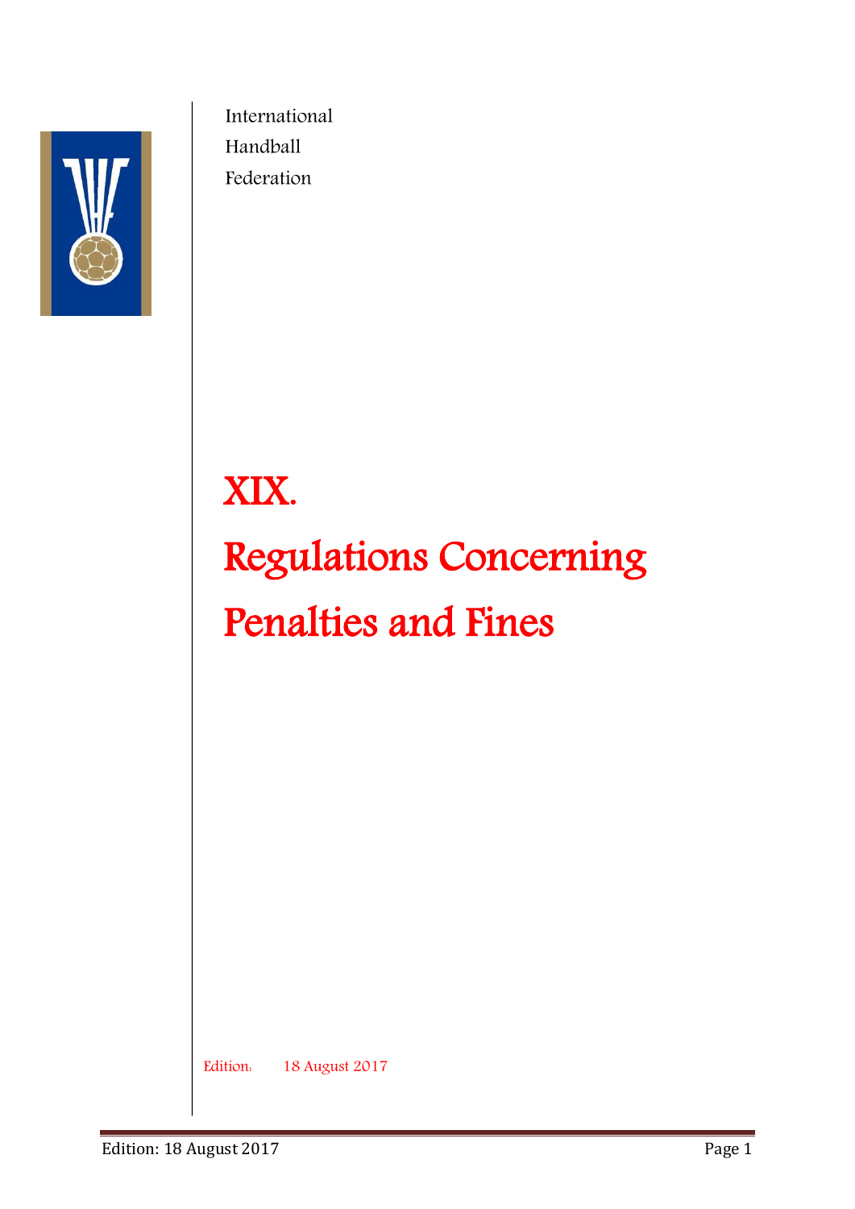International
Handball
Federation

# XIX.

# Regulations Concerning Penalties and Fines

Edition: 18 August 2017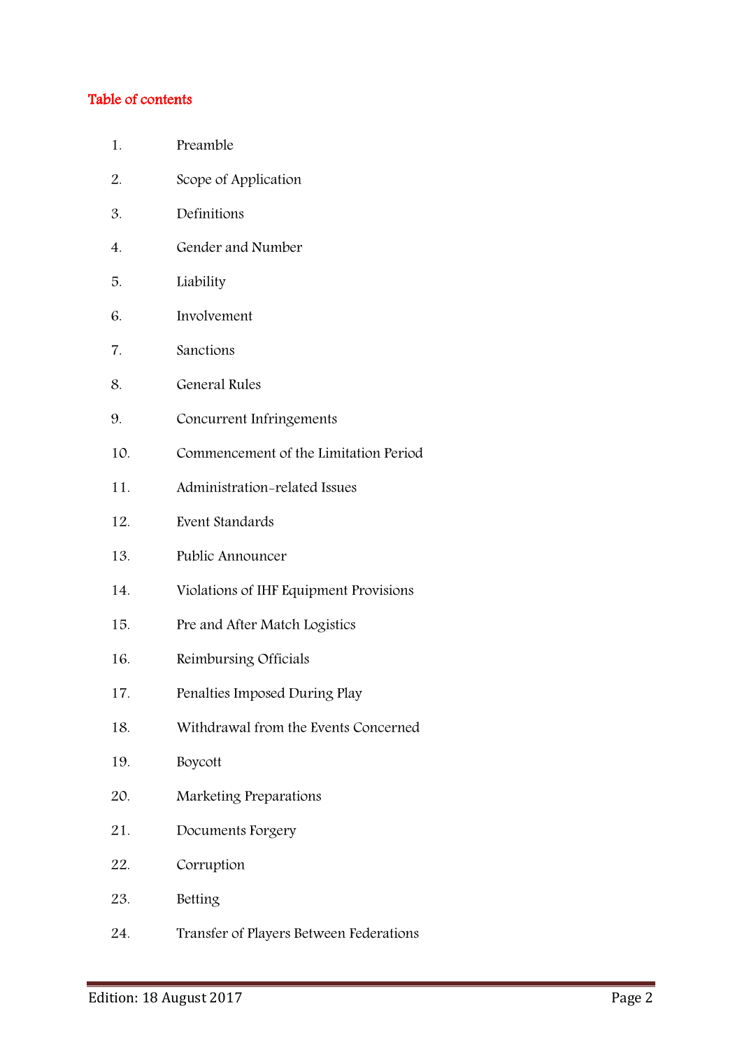## Table of contents

1. Preamble
2. Scope of Application
3. Definitions
4. Gender and Number
5. Liability
6. Involvement
7. Sanctions
8. General Rules
9. Concurrent Infringements
10. Commencement of the Limitation Period
11. Administration-related Issues
12. Event Standards
13. Public Announcer
14. Violations of IHF Equipment Provisions
15. Pre and After Match Logistics
16. Reimbursing Officials
17. Penalties Imposed During Play
18. Withdrawal from the Events Concerned
19. Boycott
20. Marketing Preparations
21. Documents Forgery
22. Corruption
23. Betting
24. Transfer of Players Between Federations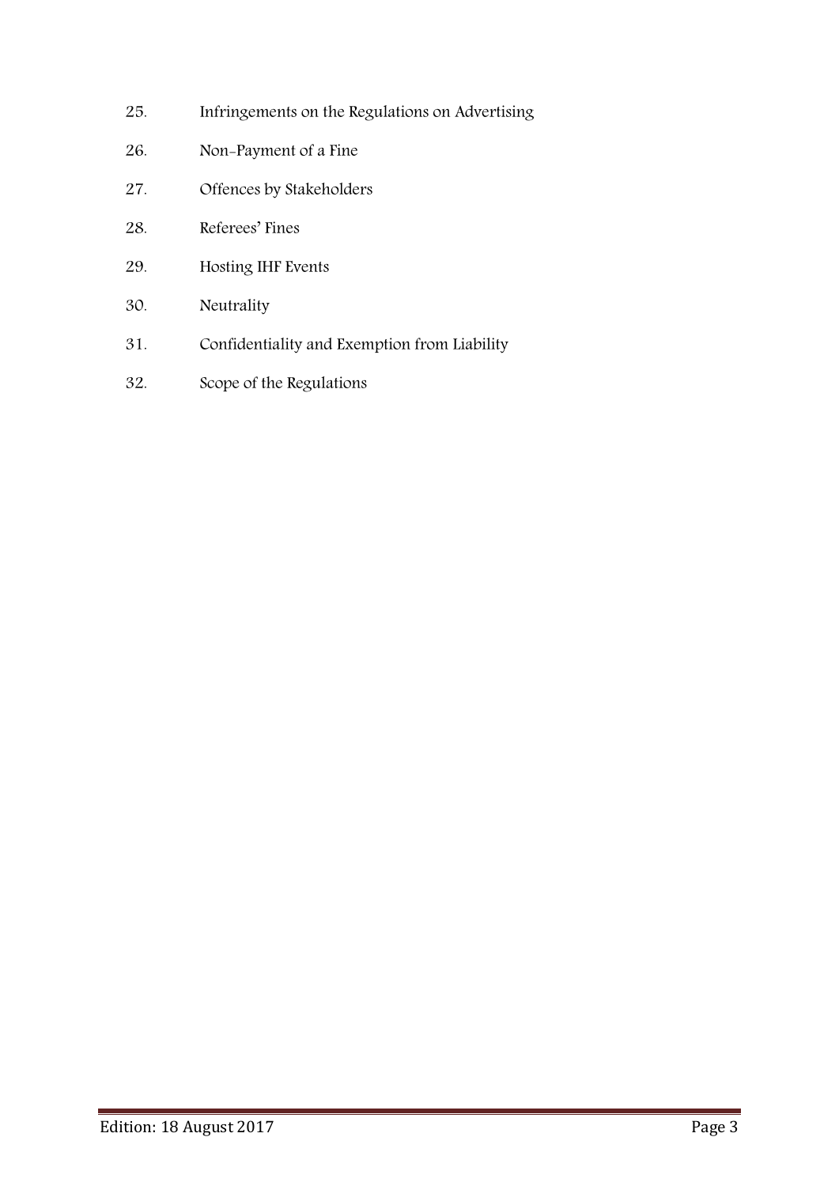25. Infringements on the Regulations on Advertising

26. Non-Payment of a Fine

27. Offences by Stakeholders

28. Referees' Fines

29. Hosting IHF Events

30. Neutrality

31. Confidentiality and Exemption from Liability

32. Scope of the Regulations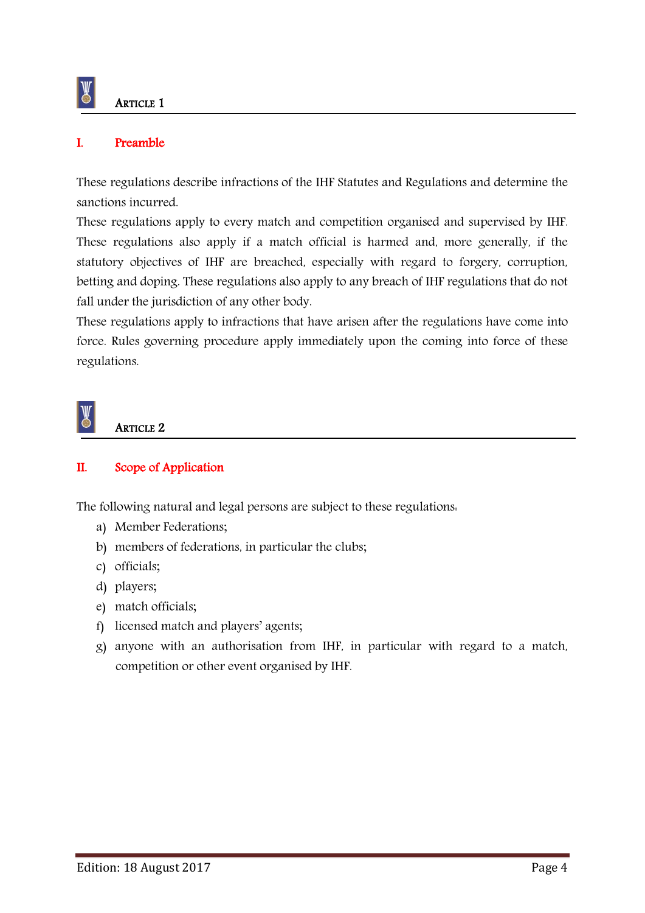## Article 1

### I. Preamble

These regulations describe infractions of the IHF Statutes and Regulations and determine the sanctions incurred.

These regulations apply to every match and competition organised and supervised by IHF. These regulations also apply if a match official is harmed and, more generally, if the statutory objectives of IHF are breached, especially with regard to forgery, corruption, betting and doping. These regulations also apply to any breach of IHF regulations that do not fall under the jurisdiction of any other body.

These regulations apply to infractions that have arisen after the regulations have come into force. Rules governing procedure apply immediately upon the coming into force of these regulations.

## Article 2

### II. Scope of Application

The following natural and legal persons are subject to these regulations:

a) Member Federations;
b) members of federations, in particular the clubs;
c) officials;
d) players;
e) match officials;
f) licensed match and players' agents;
g) anyone with an authorisation from IHF, in particular with regard to a match, competition or other event organised by IHF.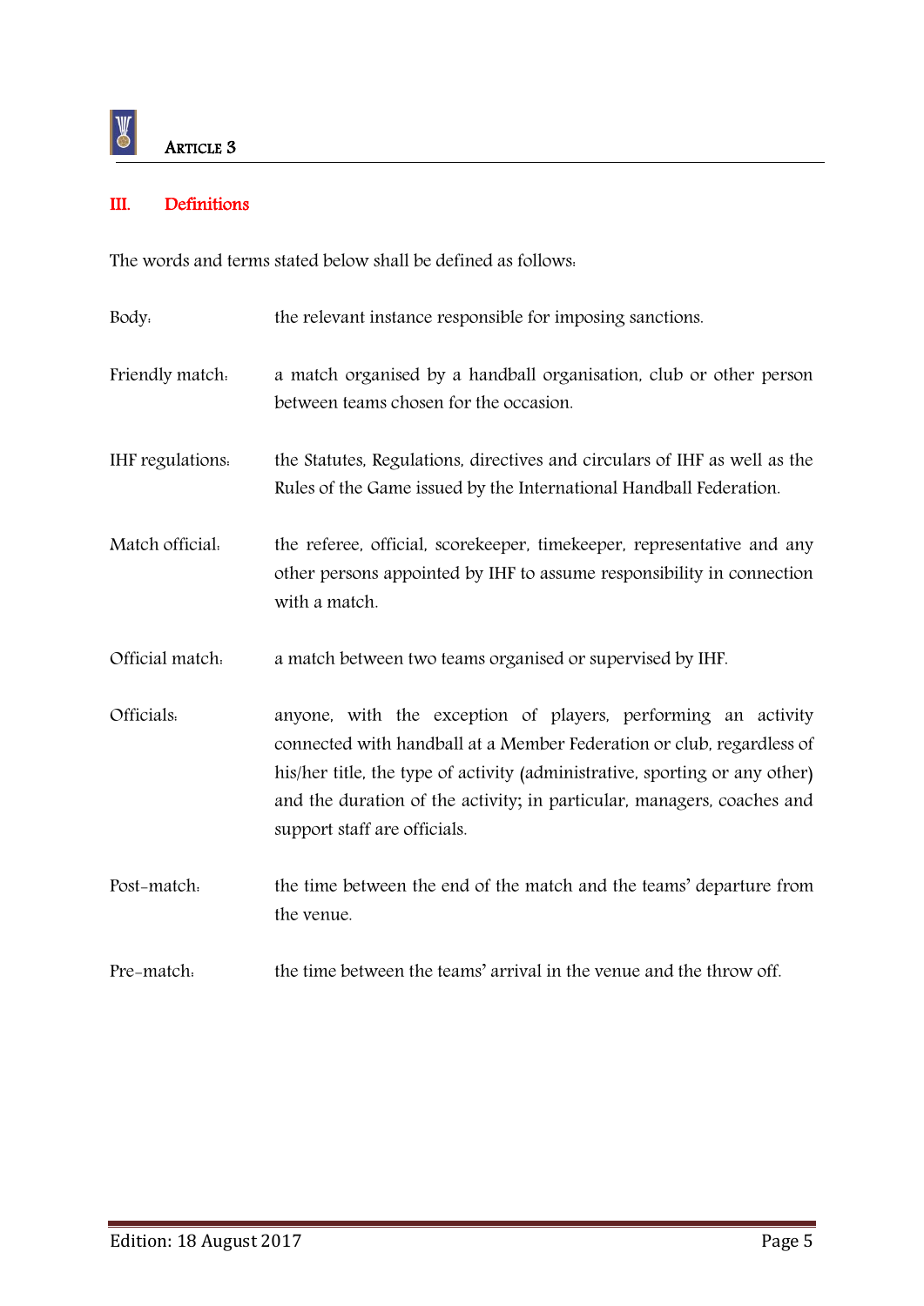## ARTICLE 3

### III. Definitions

The words and terms stated below shall be defined as follows:

Body: the relevant instance responsible for imposing sanctions.

Friendly match: a match organised by a handball organisation, club or other person between teams chosen for the occasion.

IHF regulations: the Statutes, Regulations, directives and circulars of IHF as well as the Rules of the Game issued by the International Handball Federation.

Match official: the referee, official, scorekeeper, timekeeper, representative and any other persons appointed by IHF to assume responsibility in connection with a match.

Official match: a match between two teams organised or supervised by IHF.

Officials: anyone, with the exception of players, performing an activity connected with handball at a Member Federation or club, regardless of his/her title, the type of activity (administrative, sporting or any other) and the duration of the activity; in particular, managers, coaches and support staff are officials.

Post-match: the time between the end of the match and the teams' departure from the venue.

Pre-match: the time between the teams' arrival in the venue and the throw off.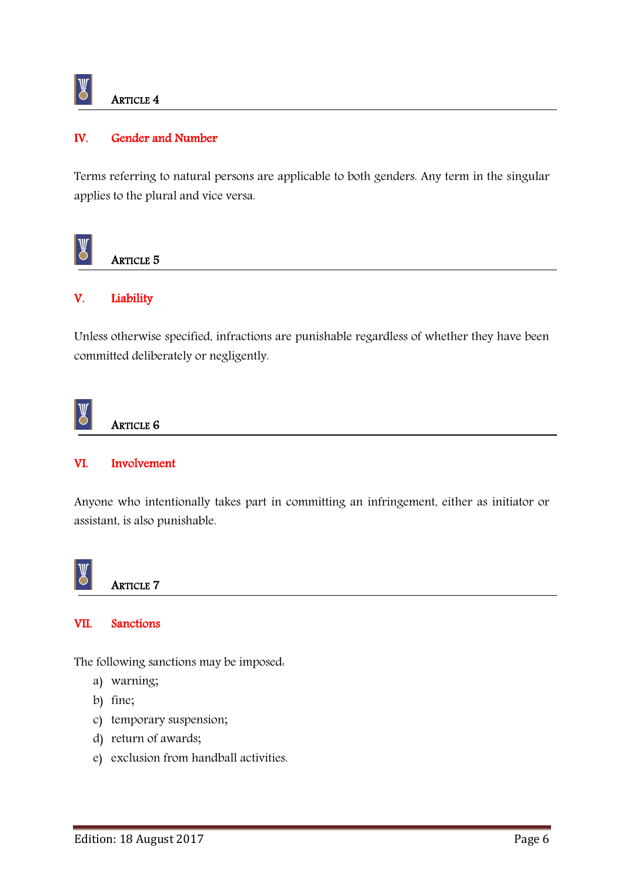## ARTICLE 4

### IV. Gender and Number

Terms referring to natural persons are applicable to both genders. Any term in the singular applies to the plural and vice versa.

## ARTICLE 5

### V. Liability

Unless otherwise specified, infractions are punishable regardless of whether they have been committed deliberately or negligently.

## ARTICLE 6

### VI. Involvement

Anyone who intentionally takes part in committing an infringement, either as initiator or assistant, is also punishable.

## ARTICLE 7

### VII. Sanctions

The following sanctions may be imposed:

a) warning;
b) fine;
c) temporary suspension;
d) return of awards;
e) exclusion from handball activities.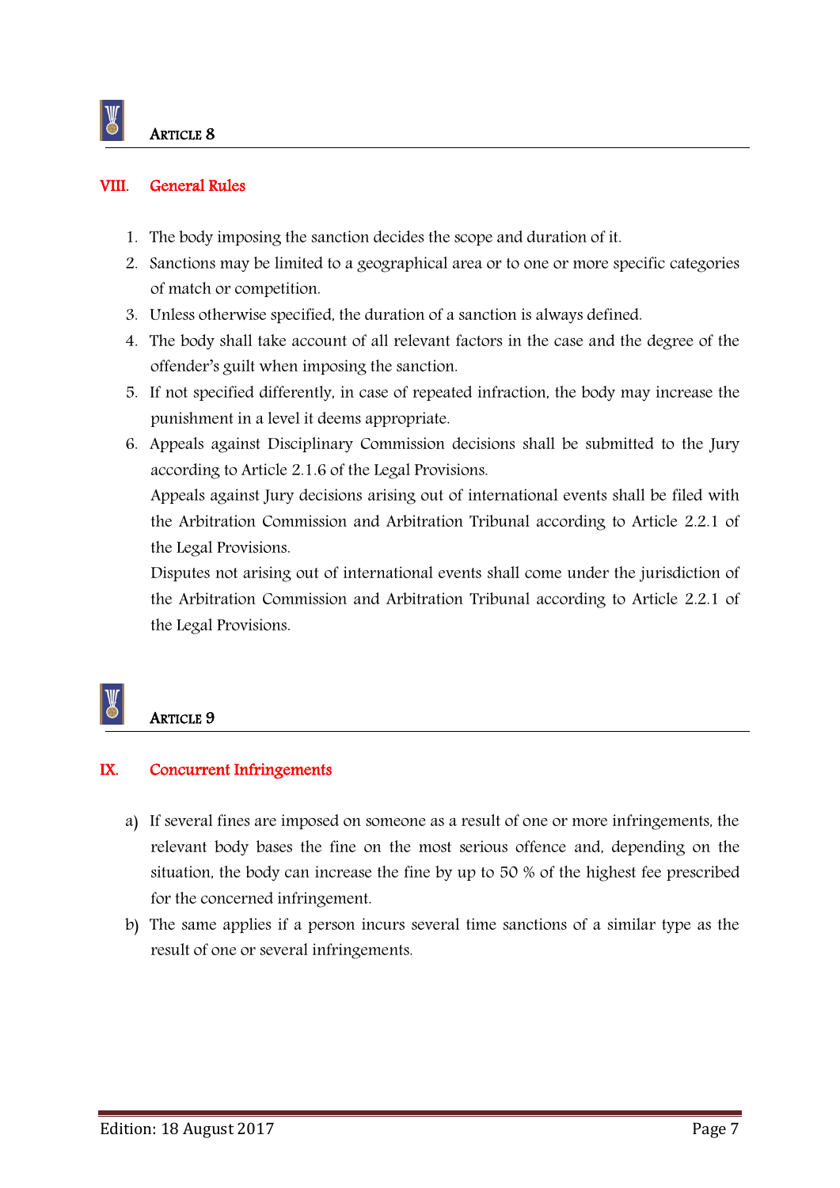## ARTICLE 8

### VIII. General Rules

1. The body imposing the sanction decides the scope and duration of it.
2. Sanctions may be limited to a geographical area or to one or more specific categories of match or competition.
3. Unless otherwise specified, the duration of a sanction is always defined.
4. The body shall take account of all relevant factors in the case and the degree of the offender's guilt when imposing the sanction.
5. If not specified differently, in case of repeated infraction, the body may increase the punishment in a level it deems appropriate.
6. Appeals against Disciplinary Commission decisions shall be submitted to the Jury according to Article 2.1.6 of the Legal Provisions.

   Appeals against Jury decisions arising out of international events shall be filed with the Arbitration Commission and Arbitration Tribunal according to Article 2.2.1 of the Legal Provisions.

   Disputes not arising out of international events shall come under the jurisdiction of the Arbitration Commission and Arbitration Tribunal according to Article 2.2.1 of the Legal Provisions.

## ARTICLE 9

### IX. Concurrent Infringements

a) If several fines are imposed on someone as a result of one or more infringements, the relevant body bases the fine on the most serious offence and, depending on the situation, the body can increase the fine by up to 50 % of the highest fee prescribed for the concerned infringement.

b) The same applies if a person incurs several time sanctions of a similar type as the result of one or several infringements.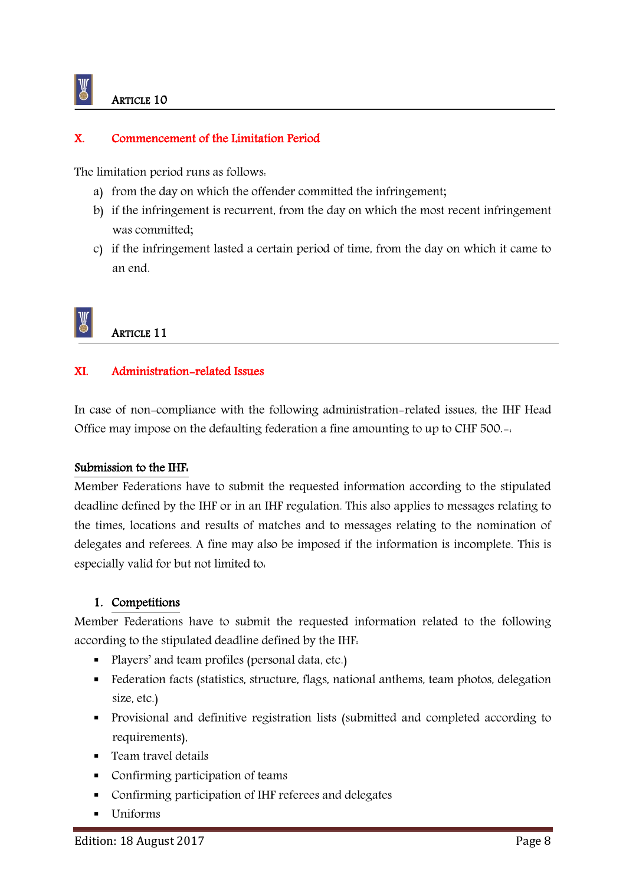## Article 10

### X. Commencement of the Limitation Period

The limitation period runs as follows:

a) from the day on which the offender committed the infringement;
b) if the infringement is recurrent, from the day on which the most recent infringement was committed;
c) if the infringement lasted a certain period of time, from the day on which it came to an end.

## Article 11

### XI. Administration-related Issues

In case of non-compliance with the following administration-related issues, the IHF Head Office may impose on the defaulting federation a fine amounting to up to CHF 500.-:

**Submission to the IHF:**
Member Federations have to submit the requested information according to the stipulated deadline defined by the IHF or in an IHF regulation. This also applies to messages relating to the times, locations and results of matches and to messages relating to the nomination of delegates and referees. A fine may also be imposed if the information is incomplete. This is especially valid for but not limited to:

1. **Competitions**

Member Federations have to submit the requested information related to the following according to the stipulated deadline defined by the IHF:

- Players' and team profiles (personal data, etc.)
- Federation facts (statistics, structure, flags, national anthems, team photos, delegation size, etc.)
- Provisional and definitive registration lists (submitted and completed according to requirements),
- Team travel details
- Confirming participation of teams
- Confirming participation of IHF referees and delegates
- Uniforms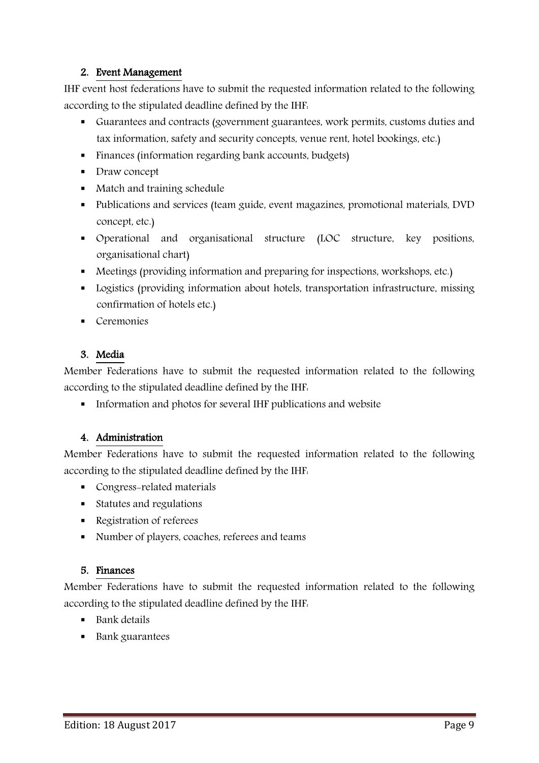## 2. Event Management

IHF event host federations have to submit the requested information related to the following according to the stipulated deadline defined by the IHF:

- Guarantees and contracts (government guarantees, work permits, customs duties and tax information, safety and security concepts, venue rent, hotel bookings, etc.)
- Finances (information regarding bank accounts, budgets)
- Draw concept
- Match and training schedule
- Publications and services (team guide, event magazines, promotional materials, DVD concept, etc.)
- Operational and organisational structure (LOC structure, key positions, organisational chart)
- Meetings (providing information and preparing for inspections, workshops, etc.)
- Logistics (providing information about hotels, transportation infrastructure, missing confirmation of hotels etc.)
- Ceremonies

## 3. Media

Member Federations have to submit the requested information related to the following according to the stipulated deadline defined by the IHF:

- Information and photos for several IHF publications and website

## 4. Administration

Member Federations have to submit the requested information related to the following according to the stipulated deadline defined by the IHF:

- Congress-related materials
- Statutes and regulations
- Registration of referees
- Number of players, coaches, referees and teams

## 5. Finances

Member Federations have to submit the requested information related to the following according to the stipulated deadline defined by the IHF:

- Bank details
- Bank guarantees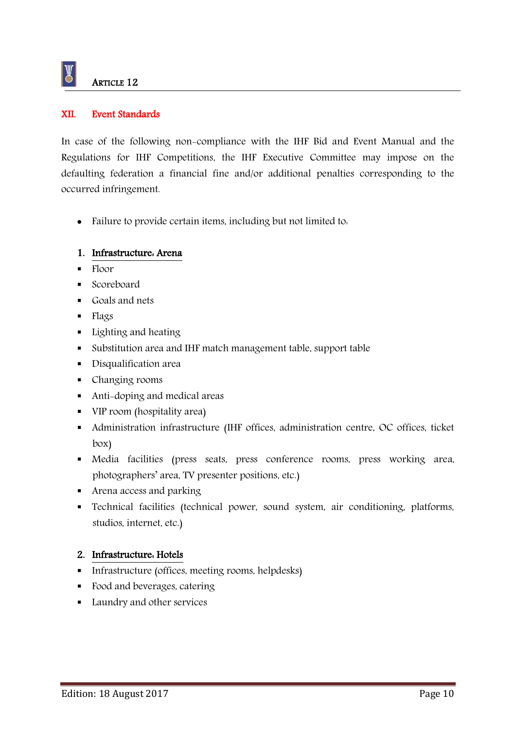## Article 12

### XII. Event Standards

In case of the following non-compliance with the IHF Bid and Event Manual and the Regulations for IHF Competitions, the IHF Executive Committee may impose on the defaulting federation a financial fine and/or additional penalties corresponding to the occurred infringement.

- Failure to provide certain items, including but not limited to:

1. <u>Infrastructure: Arena</u>

   - Floor
   - Scoreboard
   - Goals and nets
   - Flags
   - Lighting and heating
   - Substitution area and IHF match management table, support table
   - Disqualification area
   - Changing rooms
   - Anti-doping and medical areas
   - VIP room (hospitality area)
   - Administration infrastructure (IHF offices, administration centre, OC offices, ticket box)
   - Media facilities (press seats, press conference rooms, press working area, photographers' area, TV presenter positions, etc.)
   - Arena access and parking
   - Technical facilities (technical power, sound system, air conditioning, platforms, studios, internet, etc.)

2. <u>Infrastructure: Hotels</u>

   - Infrastructure (offices, meeting rooms, helpdesks)
   - Food and beverages, catering
   - Laundry and other services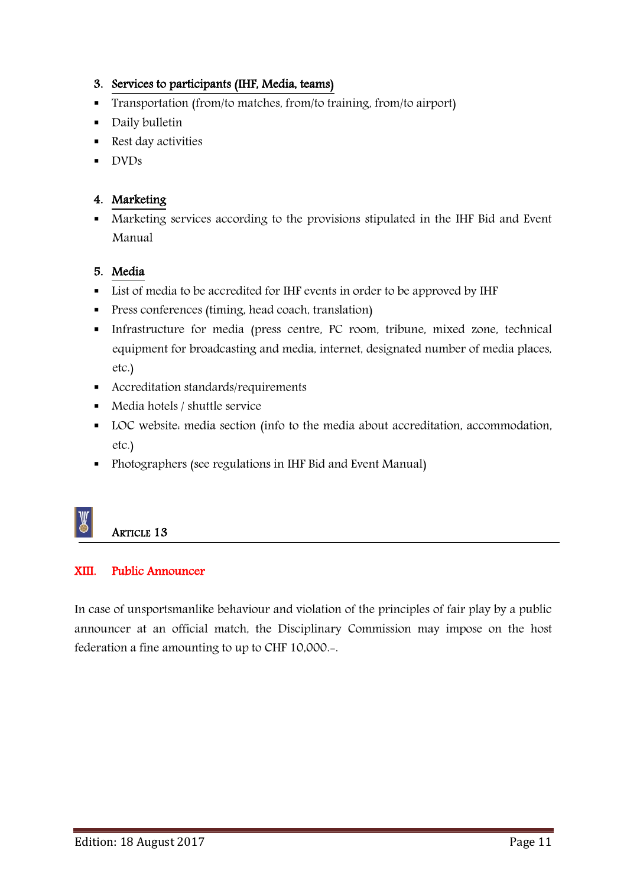3. **Services to participants (IHF, Media, teams)**

- Transportation (from/to matches, from/to training, from/to airport)
- Daily bulletin
- Rest day activities
- DVDs

4. **Marketing**

- Marketing services according to the provisions stipulated in the IHF Bid and Event Manual

5. **Media**

- List of media to be accredited for IHF events in order to be approved by IHF
- Press conferences (timing, head coach, translation)
- Infrastructure for media (press centre, PC room, tribune, mixed zone, technical equipment for broadcasting and media, internet, designated number of media places, etc.)
- Accreditation standards/requirements
- Media hotels / shuttle service
- LOC website: media section (info to the media about accreditation, accommodation, etc.)
- Photographers (see regulations in IHF Bid and Event Manual)

## ARTICLE 13

### XIII. Public Announcer

In case of unsportsmanlike behaviour and violation of the principles of fair play by a public announcer at an official match, the Disciplinary Commission may impose on the host federation a fine amounting to up to CHF 10,000.-.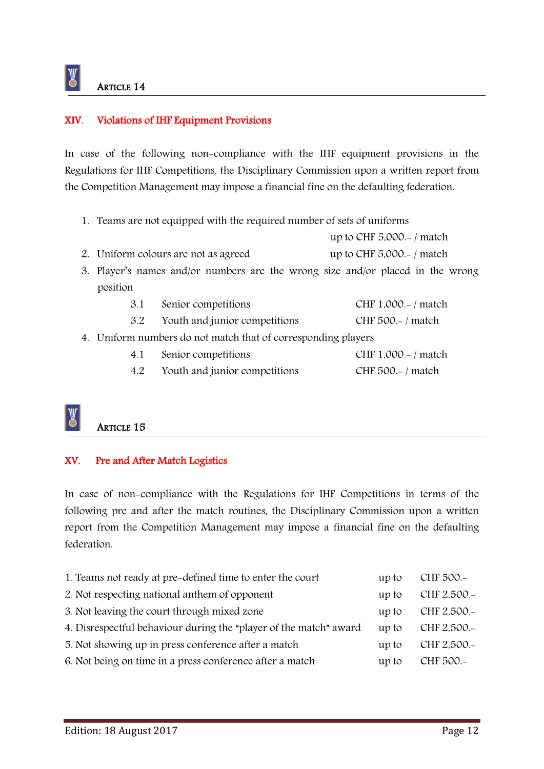## Article 14

### XIV. Violations of IHF Equipment Provisions

In case of the following non-compliance with the IHF equipment provisions in the Regulations for IHF Competitions, the Disciplinary Commission upon a written report from the Competition Management may impose a financial fine on the defaulting federation.

1. Teams are not equipped with the required number of sets of uniforms — up to CHF 5,000.- / match
2. Uniform colours are not as agreed — up to CHF 5,000.- / match
3. Player's names and/or numbers are the wrong size and/or placed in the wrong position
   - 3.1 Senior competitions — CHF 1,000.- / match
   - 3.2 Youth and junior competitions — CHF 500.- / match
4. Uniform numbers do not match that of corresponding players
   - 4.1 Senior competitions — CHF 1,000.- / match
   - 4.2 Youth and junior competitions — CHF 500.- / match

## Article 15

### XV. Pre and After Match Logistics

In case of non-compliance with the Regulations for IHF Competitions in terms of the following pre and after the match routines, the Disciplinary Commission upon a written report from the Competition Management may impose a financial fine on the defaulting federation.

| | | |
|---|---|---|
| 1. Teams not ready at pre-defined time to enter the court | up to | CHF 500.- |
| 2. Not respecting national anthem of opponent | up to | CHF 2,500.- |
| 3. Not leaving the court through mixed zone | up to | CHF 2,500.- |
| 4. Disrespectful behaviour during the "player of the match" award | up to | CHF 2,500.- |
| 5. Not showing up in press conference after a match | up to | CHF 2,500.- |
| 6. Not being on time in a press conference after a match | up to | CHF 500.- |

Edition: 18 August 2017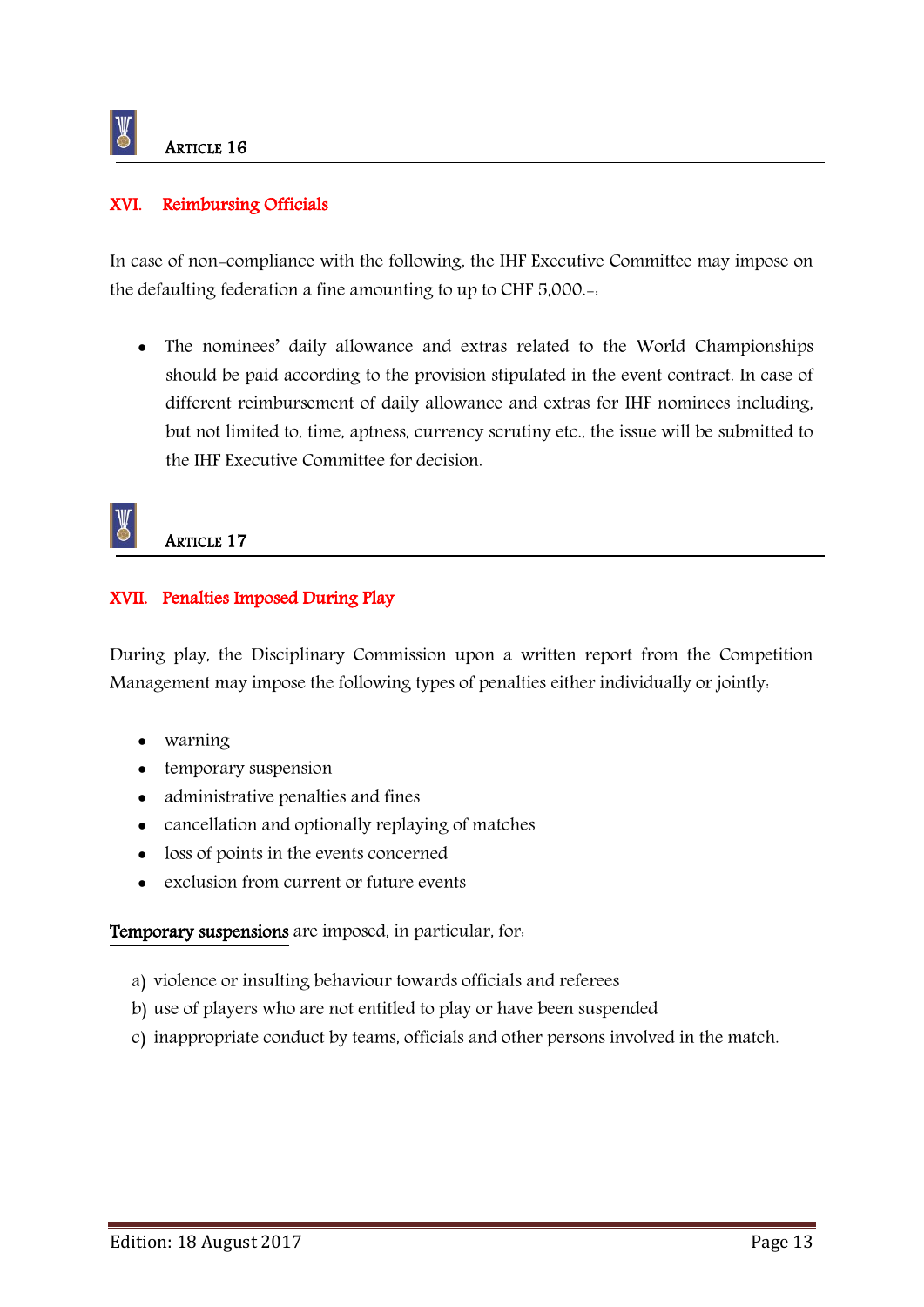## Article 16

### XVI. Reimbursing Officials

In case of non-compliance with the following, the IHF Executive Committee may impose on the defaulting federation a fine amounting to up to CHF 5,000.-:

- The nominees' daily allowance and extras related to the World Championships should be paid according to the provision stipulated in the event contract. In case of different reimbursement of daily allowance and extras for IHF nominees including, but not limited to, time, aptness, currency scrutiny etc., the issue will be submitted to the IHF Executive Committee for decision.

## Article 17

### XVII. Penalties Imposed During Play

During play, the Disciplinary Commission upon a written report from the Competition Management may impose the following types of penalties either individually or jointly:

- warning
- temporary suspension
- administrative penalties and fines
- cancellation and optionally replaying of matches
- loss of points in the events concerned
- exclusion from current or future events

**Temporary suspensions** are imposed, in particular, for:

a) violence or insulting behaviour towards officials and referees
b) use of players who are not entitled to play or have been suspended
c) inappropriate conduct by teams, officials and other persons involved in the match.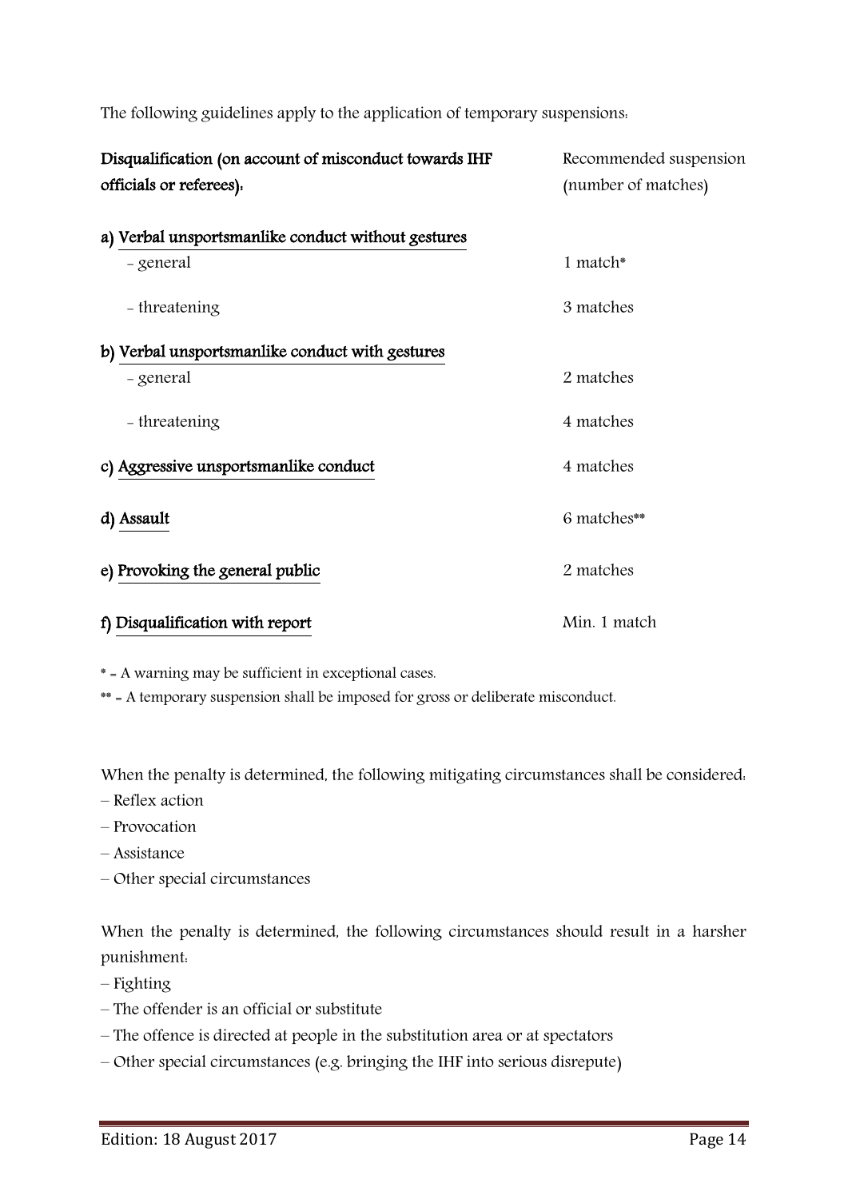The following guidelines apply to the application of temporary suspensions:

| Disqualification (on account of misconduct towards IHF officials or referees): | Recommended suspension (number of matches) |
|---|---|
| **a) Verbal unsportsmanlike conduct without gestures** | |
| - general | 1 match* |
| - threatening | 3 matches |
| **b) Verbal unsportsmanlike conduct with gestures** | |
| - general | 2 matches |
| - threatening | 4 matches |
| **c) Aggressive unsportsmanlike conduct** | 4 matches |
| **d) Assault** | 6 matches** |
| **e) Provoking the general public** | 2 matches |
| **f) Disqualification with report** | Min. 1 match |

* = A warning may be sufficient in exceptional cases.

** = A temporary suspension shall be imposed for gross or deliberate misconduct.

When the penalty is determined, the following mitigating circumstances shall be considered:

- Reflex action
- Provocation
- Assistance
- Other special circumstances

When the penalty is determined, the following circumstances should result in a harsher punishment:

- Fighting
- The offender is an official or substitute
- The offence is directed at people in the substitution area or at spectators
- Other special circumstances (e.g. bringing the IHF into serious disrepute)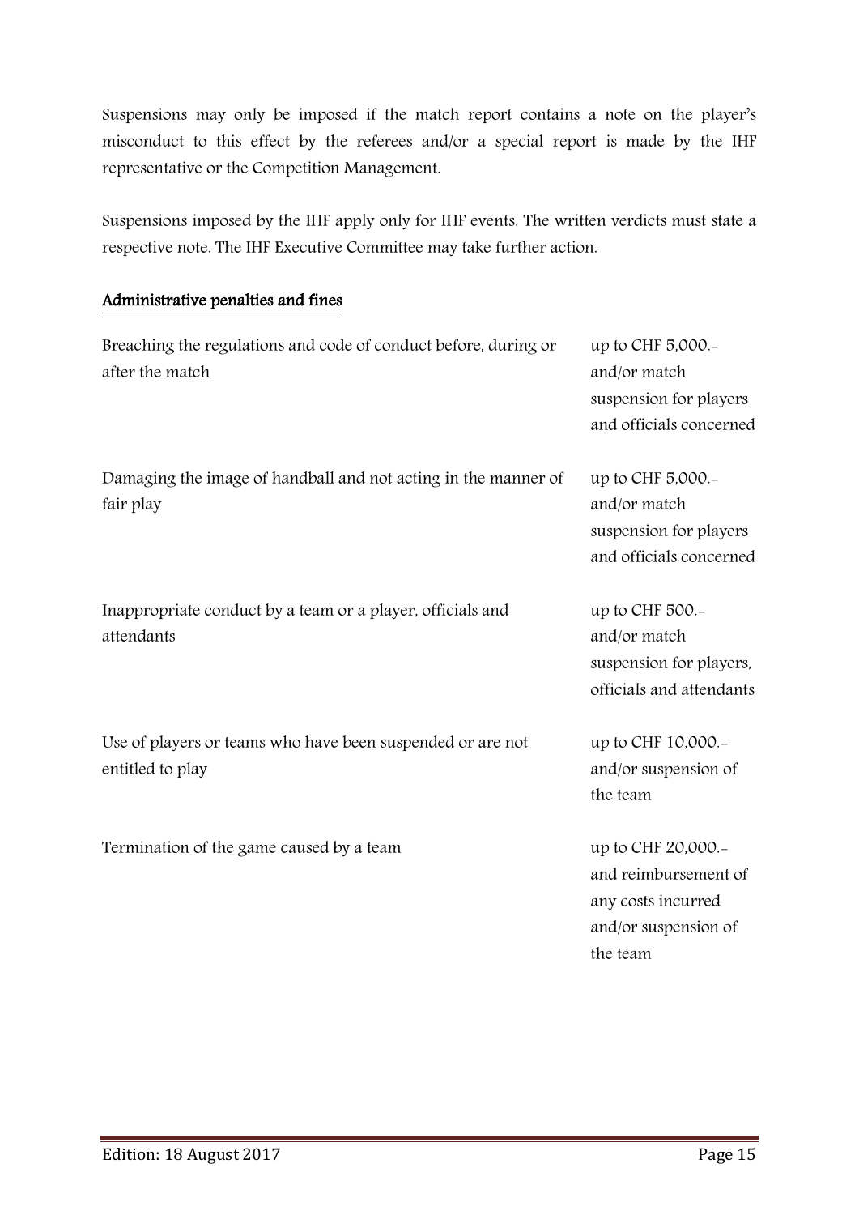Suspensions may only be imposed if the match report contains a note on the player's misconduct to this effect by the referees and/or a special report is made by the IHF representative or the Competition Management.

Suspensions imposed by the IHF apply only for IHF events. The written verdicts must state a respective note. The IHF Executive Committee may take further action.

## Administrative penalties and fines

| | |
|---|---|
| Breaching the regulations and code of conduct before, during or after the match | up to CHF 5,000.- and/or match suspension for players and officials concerned |
| Damaging the image of handball and not acting in the manner of fair play | up to CHF 5,000.- and/or match suspension for players and officials concerned |
| Inappropriate conduct by a team or a player, officials and attendants | up to CHF 500.- and/or match suspension for players, officials and attendants |
| Use of players or teams who have been suspended or are not entitled to play | up to CHF 10,000.- and/or suspension of the team |
| Termination of the game caused by a team | up to CHF 20,000.- and reimbursement of any costs incurred and/or suspension of the team |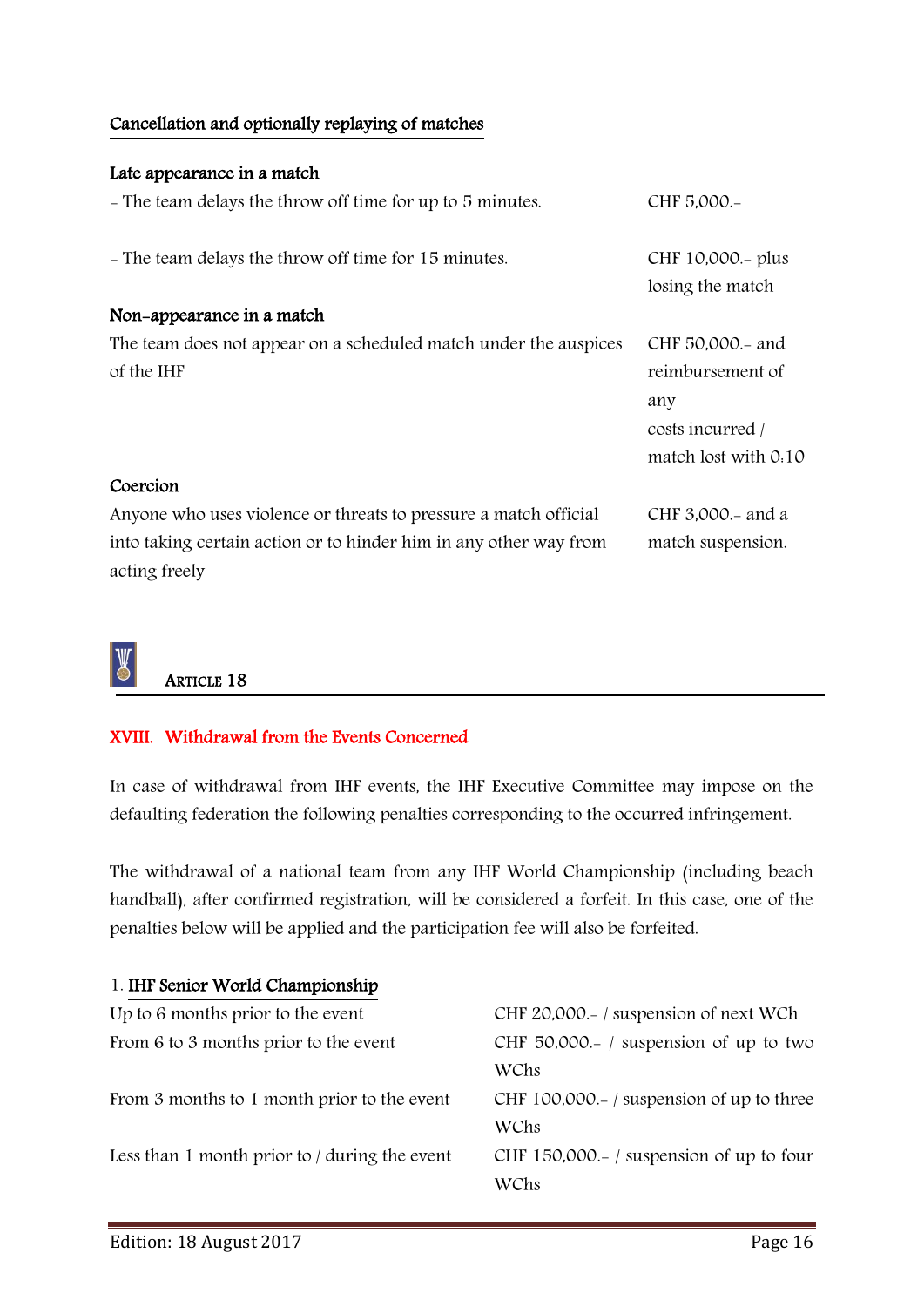Cancellation and optionally replaying of matches

**Late appearance in a match**

| | |
|---|---|
| - The team delays the throw off time for up to 5 minutes. | CHF 5,000.- |
| - The team delays the throw off time for 15 minutes. | CHF 10,000.- plus losing the match |

**Non-appearance in a match**

| | |
|---|---|
| The team does not appear on a scheduled match under the auspices of the IHF | CHF 50,000.- and reimbursement of any costs incurred / match lost with 0:10 |

**Coercion**

| | |
|---|---|
| Anyone who uses violence or threats to pressure a match official into taking certain action or to hinder him in any other way from acting freely | CHF 3,000.- and a match suspension. |

## ARTICLE 18

### XVIII. Withdrawal from the Events Concerned

In case of withdrawal from IHF events, the IHF Executive Committee may impose on the defaulting federation the following penalties corresponding to the occurred infringement.

The withdrawal of a national team from any IHF World Championship (including beach handball), after confirmed registration, will be considered a forfeit. In this case, one of the penalties below will be applied and the participation fee will also be forfeited.

1. **IHF Senior World Championship**

| | |
|---|---|
| Up to 6 months prior to the event | CHF 20,000.- / suspension of next WCh |
| From 6 to 3 months prior to the event | CHF 50,000.- / suspension of up to two WChs |
| From 3 months to 1 month prior to the event | CHF 100,000.- / suspension of up to three WChs |
| Less than 1 month prior to / during the event | CHF 150,000.- / suspension of up to four WChs |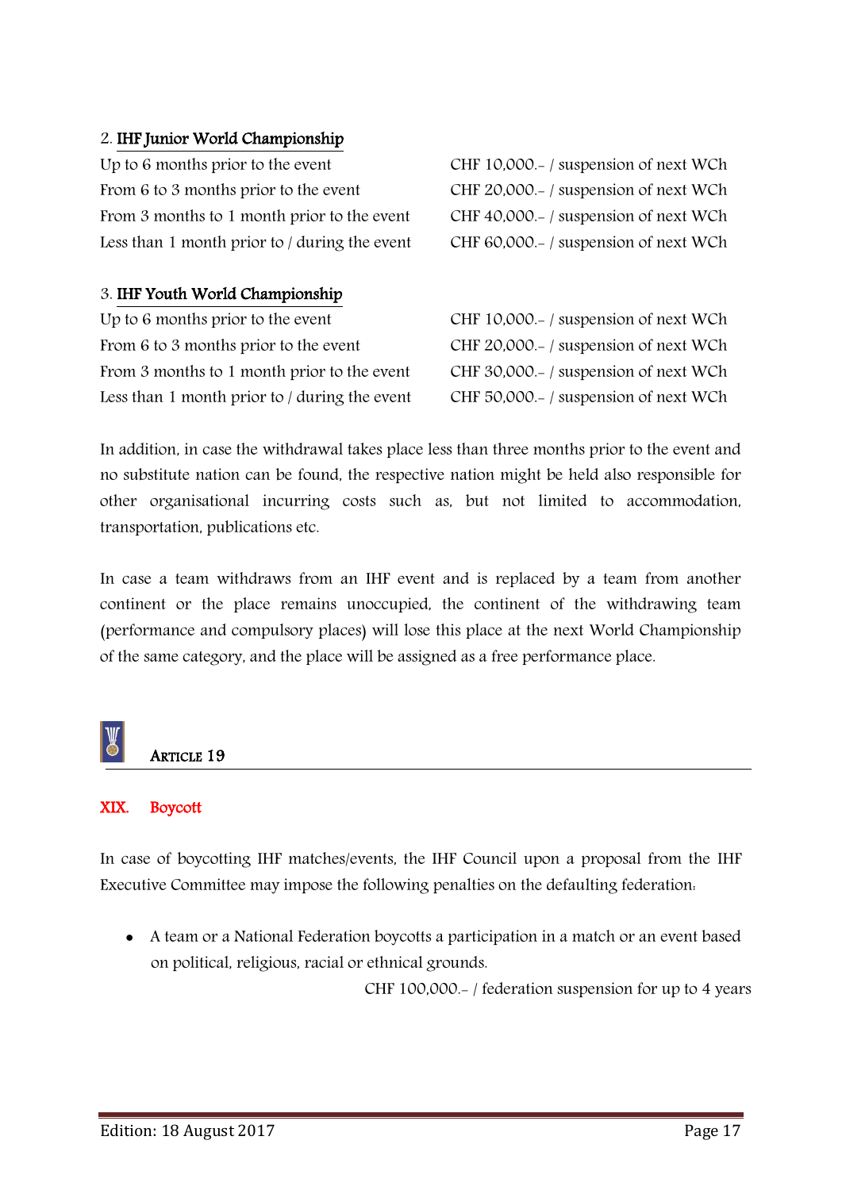2. **IHF Junior World Championship**

| | |
|---|---|
| Up to 6 months prior to the event | CHF 10,000.- / suspension of next WCh |
| From 6 to 3 months prior to the event | CHF 20,000.- / suspension of next WCh |
| From 3 months to 1 month prior to the event | CHF 40,000.- / suspension of next WCh |
| Less than 1 month prior to / during the event | CHF 60,000.- / suspension of next WCh |

3. **IHF Youth World Championship**

| | |
|---|---|
| Up to 6 months prior to the event | CHF 10,000.- / suspension of next WCh |
| From 6 to 3 months prior to the event | CHF 20,000.- / suspension of next WCh |
| From 3 months to 1 month prior to the event | CHF 30,000.- / suspension of next WCh |
| Less than 1 month prior to / during the event | CHF 50,000.- / suspension of next WCh |

In addition, in case the withdrawal takes place less than three months prior to the event and no substitute nation can be found, the respective nation might be held also responsible for other organisational incurring costs such as, but not limited to accommodation, transportation, publications etc.

In case a team withdraws from an IHF event and is replaced by a team from another continent or the place remains unoccupied, the continent of the withdrawing team (performance and compulsory places) will lose this place at the next World Championship of the same category, and the place will be assigned as a free performance place.

## ARTICLE 19

### XIX. Boycott

In case of boycotting IHF matches/events, the IHF Council upon a proposal from the IHF Executive Committee may impose the following penalties on the defaulting federation:

- A team or a National Federation boycotts a participation in a match or an event based on political, religious, racial or ethnical grounds.
  CHF 100,000.- / federation suspension for up to 4 years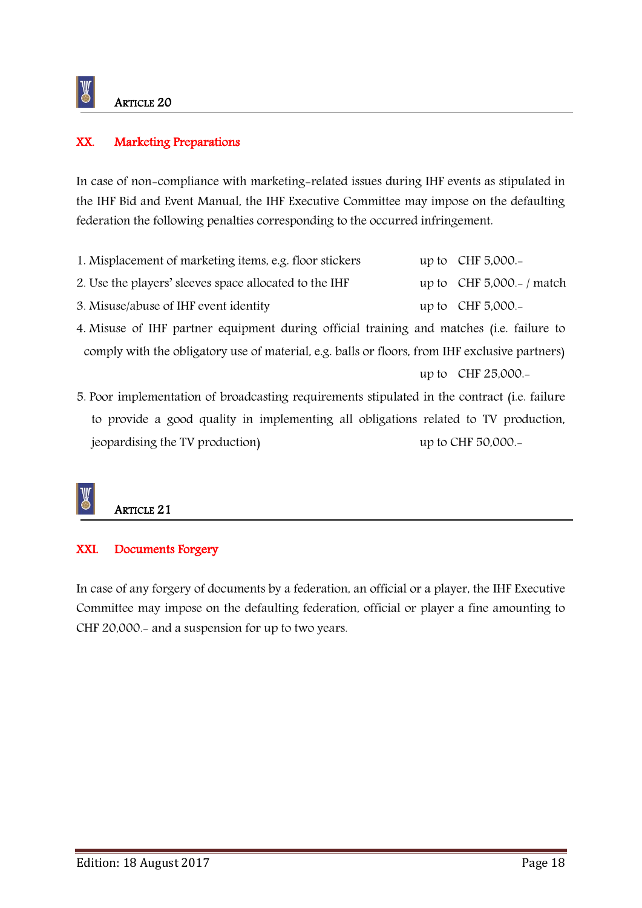## Article 20

### XX. Marketing Preparations

In case of non-compliance with marketing-related issues during IHF events as stipulated in the IHF Bid and Event Manual, the IHF Executive Committee may impose on the defaulting federation the following penalties corresponding to the occurred infringement.

1. Misplacement of marketing items, e.g. floor stickers — up to CHF 5,000.-
2. Use the players' sleeves space allocated to the IHF — up to CHF 5,000.- / match
3. Misuse/abuse of IHF event identity — up to CHF 5,000.-
4. Misuse of IHF partner equipment during official training and matches (i.e. failure to comply with the obligatory use of material, e.g. balls or floors, from IHF exclusive partners) — up to CHF 25,000.-
5. Poor implementation of broadcasting requirements stipulated in the contract (i.e. failure to provide a good quality in implementing all obligations related to TV production, jeopardising the TV production) — up to CHF 50,000.-

## Article 21

### XXI. Documents Forgery

In case of any forgery of documents by a federation, an official or a player, the IHF Executive Committee may impose on the defaulting federation, official or player a fine amounting to CHF 20,000.- and a suspension for up to two years.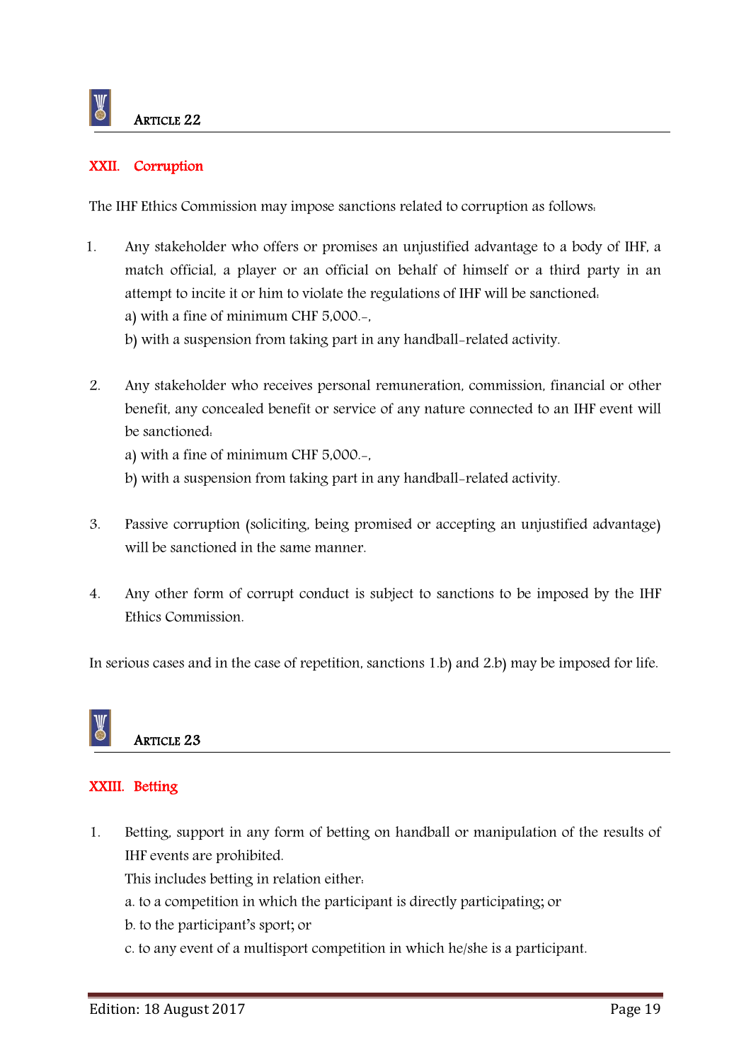## ARTICLE 22

### XXII. Corruption

The IHF Ethics Commission may impose sanctions related to corruption as follows:

1. Any stakeholder who offers or promises an unjustified advantage to a body of IHF, a match official, a player or an official on behalf of himself or a third party in an attempt to incite it or him to violate the regulations of IHF will be sanctioned:
   a) with a fine of minimum CHF 5,000.-,
   b) with a suspension from taking part in any handball-related activity.

2. Any stakeholder who receives personal remuneration, commission, financial or other benefit, any concealed benefit or service of any nature connected to an IHF event will be sanctioned:
   a) with a fine of minimum CHF 5,000.-,
   b) with a suspension from taking part in any handball-related activity.

3. Passive corruption (soliciting, being promised or accepting an unjustified advantage) will be sanctioned in the same manner.

4. Any other form of corrupt conduct is subject to sanctions to be imposed by the IHF Ethics Commission.

In serious cases and in the case of repetition, sanctions 1.b) and 2.b) may be imposed for life.

## ARTICLE 23

### XXIII. Betting

1. Betting, support in any form of betting on handball or manipulation of the results of IHF events are prohibited.
   This includes betting in relation either:
   a. to a competition in which the participant is directly participating; or
   b. to the participant's sport; or
   c. to any event of a multisport competition in which he/she is a participant.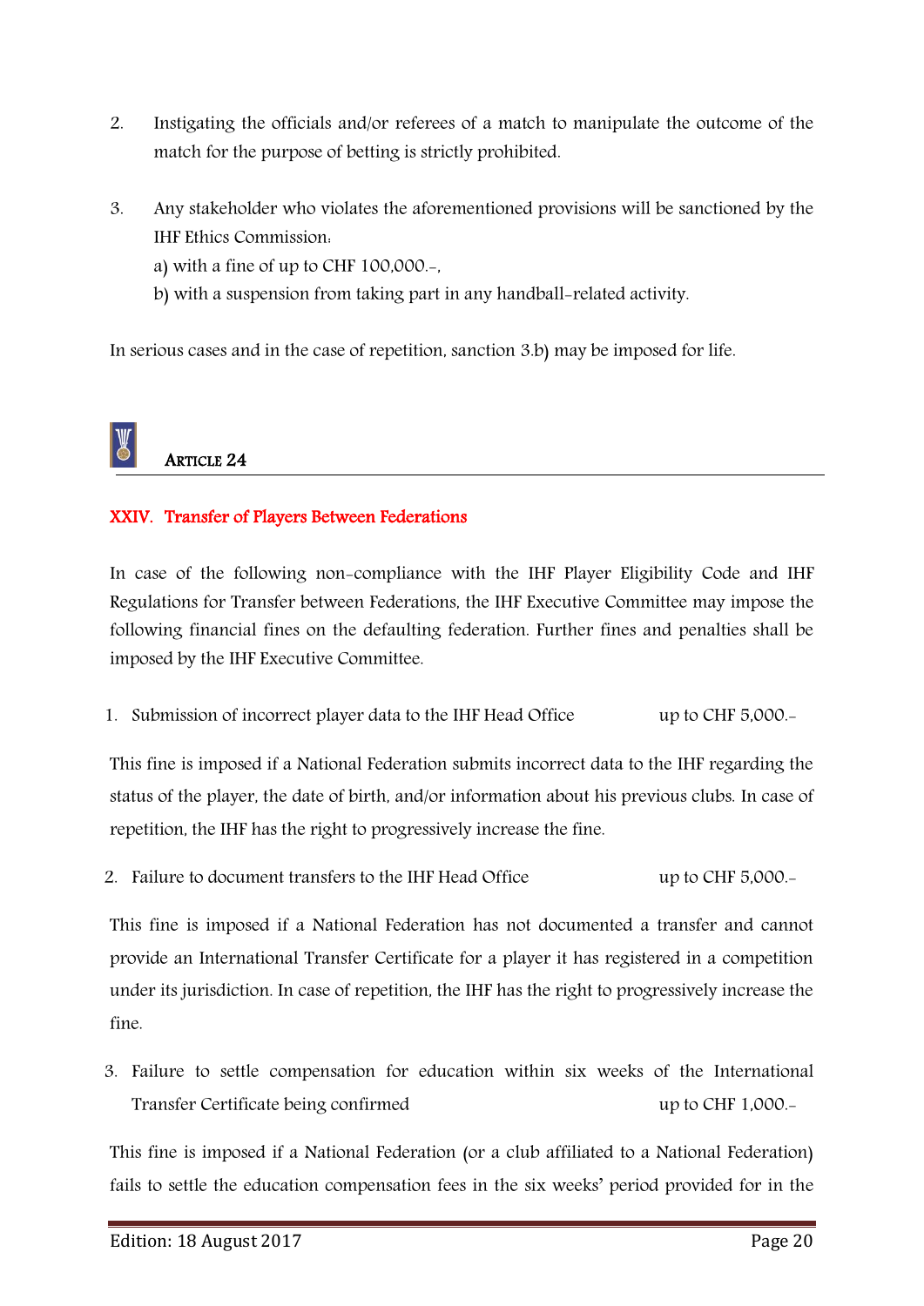2. Instigating the officials and/or referees of a match to manipulate the outcome of the match for the purpose of betting is strictly prohibited.

3. Any stakeholder who violates the aforementioned provisions will be sanctioned by the IHF Ethics Commission:
   a) with a fine of up to CHF 100,000.-,
   b) with a suspension from taking part in any handball-related activity.

In serious cases and in the case of repetition, sanction 3.b) may be imposed for life.

## Article 24

### XXIV. Transfer of Players Between Federations

In case of the following non-compliance with the IHF Player Eligibility Code and IHF Regulations for Transfer between Federations, the IHF Executive Committee may impose the following financial fines on the defaulting federation. Further fines and penalties shall be imposed by the IHF Executive Committee.

1. Submission of incorrect player data to the IHF Head Office — up to CHF 5,000.-

This fine is imposed if a National Federation submits incorrect data to the IHF regarding the status of the player, the date of birth, and/or information about his previous clubs. In case of repetition, the IHF has the right to progressively increase the fine.

2. Failure to document transfers to the IHF Head Office — up to CHF 5,000.-

This fine is imposed if a National Federation has not documented a transfer and cannot provide an International Transfer Certificate for a player it has registered in a competition under its jurisdiction. In case of repetition, the IHF has the right to progressively increase the fine.

3. Failure to settle compensation for education within six weeks of the International Transfer Certificate being confirmed — up to CHF 1,000.-

This fine is imposed if a National Federation (or a club affiliated to a National Federation) fails to settle the education compensation fees in the six weeks' period provided for in the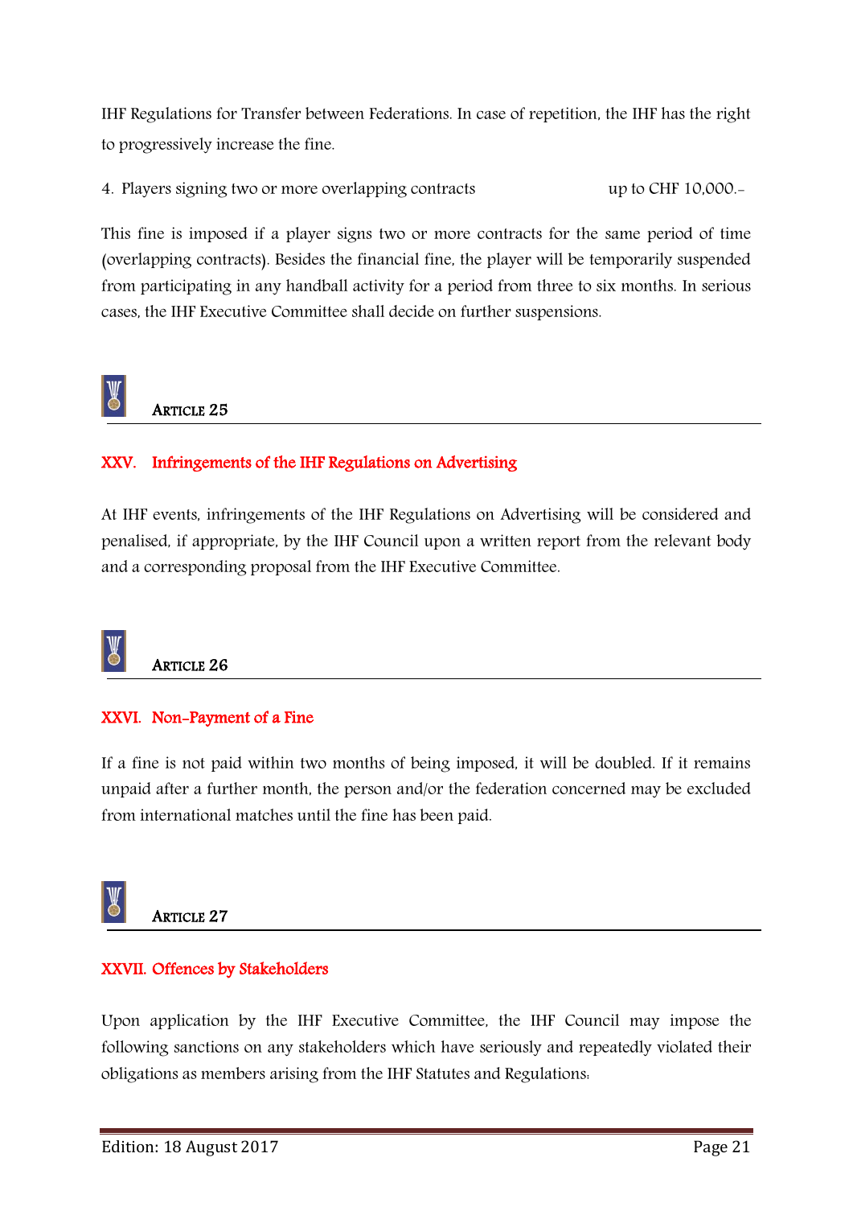IHF Regulations for Transfer between Federations. In case of repetition, the IHF has the right to progressively increase the fine.

4. Players signing two or more overlapping contracts up to CHF 10,000.-

This fine is imposed if a player signs two or more contracts for the same period of time (overlapping contracts). Besides the financial fine, the player will be temporarily suspended from participating in any handball activity for a period from three to six months. In serious cases, the IHF Executive Committee shall decide on further suspensions.

### Article 25

## XXV. Infringements of the IHF Regulations on Advertising

At IHF events, infringements of the IHF Regulations on Advertising will be considered and penalised, if appropriate, by the IHF Council upon a written report from the relevant body and a corresponding proposal from the IHF Executive Committee.

### Article 26

## XXVI. Non-Payment of a Fine

If a fine is not paid within two months of being imposed, it will be doubled. If it remains unpaid after a further month, the person and/or the federation concerned may be excluded from international matches until the fine has been paid.

### Article 27

## XXVII. Offences by Stakeholders

Upon application by the IHF Executive Committee, the IHF Council may impose the following sanctions on any stakeholders which have seriously and repeatedly violated their obligations as members arising from the IHF Statutes and Regulations: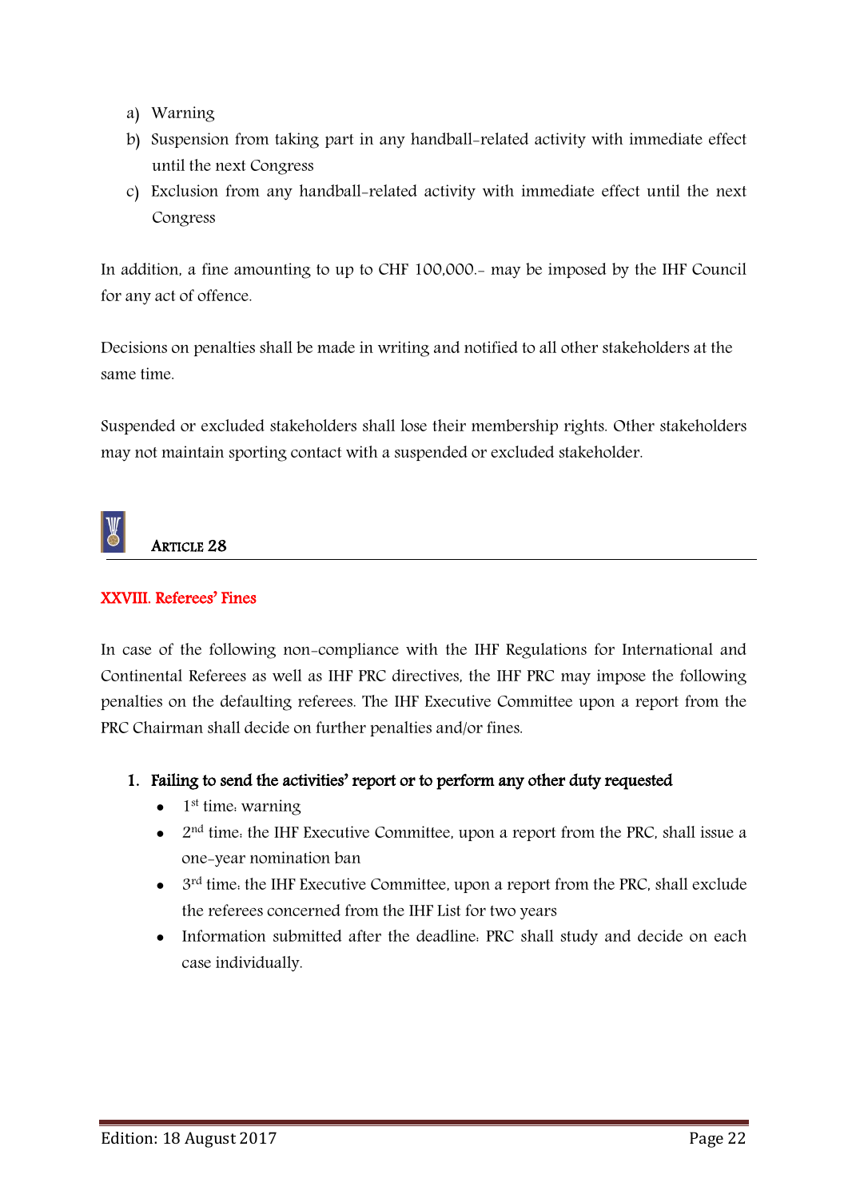a) Warning
b) Suspension from taking part in any handball-related activity with immediate effect until the next Congress
c) Exclusion from any handball-related activity with immediate effect until the next Congress

In addition, a fine amounting to up to CHF 100,000.- may be imposed by the IHF Council for any act of offence.

Decisions on penalties shall be made in writing and notified to all other stakeholders at the same time.

Suspended or excluded stakeholders shall lose their membership rights. Other stakeholders may not maintain sporting contact with a suspended or excluded stakeholder.

## Article 28

### XXVIII. Referees' Fines

In case of the following non-compliance with the IHF Regulations for International and Continental Referees as well as IHF PRC directives, the IHF PRC may impose the following penalties on the defaulting referees. The IHF Executive Committee upon a report from the PRC Chairman shall decide on further penalties and/or fines.

1. **Failing to send the activities' report or to perform any other duty requested**
   - 1st time: warning
   - 2nd time: the IHF Executive Committee, upon a report from the PRC, shall issue a one-year nomination ban
   - 3rd time: the IHF Executive Committee, upon a report from the PRC, shall exclude the referees concerned from the IHF List for two years
   - Information submitted after the deadline: PRC shall study and decide on each case individually.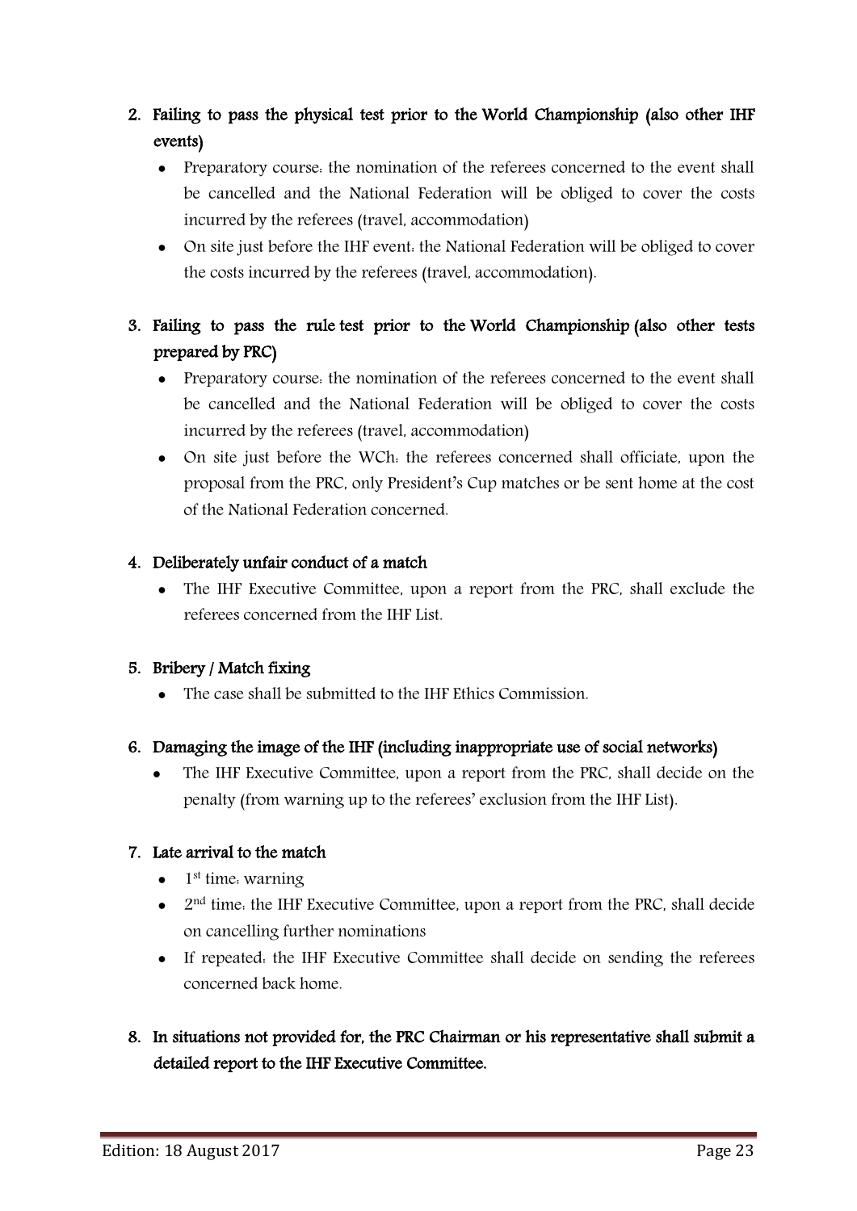2. **Failing to pass the physical test prior to the World Championship (also other IHF events)**
   - Preparatory course: the nomination of the referees concerned to the event shall be cancelled and the National Federation will be obliged to cover the costs incurred by the referees (travel, accommodation)
   - On site just before the IHF event: the National Federation will be obliged to cover the costs incurred by the referees (travel, accommodation).

3. **Failing to pass the rule test prior to the World Championship (also other tests prepared by PRC)**
   - Preparatory course: the nomination of the referees concerned to the event shall be cancelled and the National Federation will be obliged to cover the costs incurred by the referees (travel, accommodation)
   - On site just before the WCh: the referees concerned shall officiate, upon the proposal from the PRC, only President's Cup matches or be sent home at the cost of the National Federation concerned.

4. **Deliberately unfair conduct of a match**
   - The IHF Executive Committee, upon a report from the PRC, shall exclude the referees concerned from the IHF List.

5. **Bribery / Match fixing**
   - The case shall be submitted to the IHF Ethics Commission.

6. **Damaging the image of the IHF (including inappropriate use of social networks)**
   - The IHF Executive Committee, upon a report from the PRC, shall decide on the penalty (from warning up to the referees' exclusion from the IHF List).

7. **Late arrival to the match**
   - 1st time: warning
   - 2nd time: the IHF Executive Committee, upon a report from the PRC, shall decide on cancelling further nominations
   - If repeated: the IHF Executive Committee shall decide on sending the referees concerned back home.

8. **In situations not provided for, the PRC Chairman or his representative shall submit a detailed report to the IHF Executive Committee.**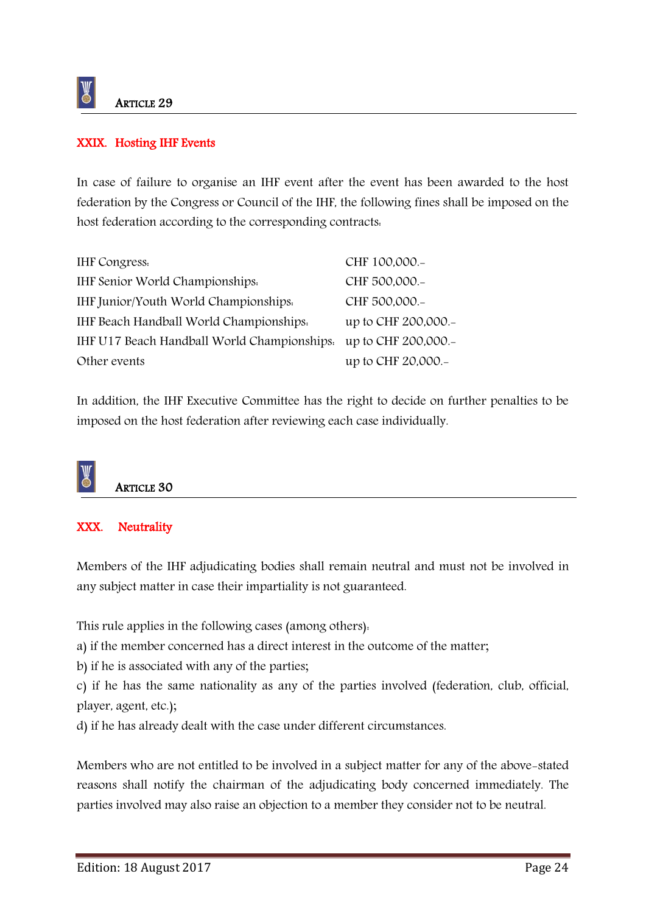## ARTICLE 29

### XXIX. Hosting IHF Events

In case of failure to organise an IHF event after the event has been awarded to the host federation by the Congress or Council of the IHF, the following fines shall be imposed on the host federation according to the corresponding contracts:

| | |
|---|---|
| IHF Congress: | CHF 100,000.- |
| IHF Senior World Championships: | CHF 500,000.- |
| IHF Junior/Youth World Championships: | CHF 500,000.- |
| IHF Beach Handball World Championships: | up to CHF 200,000.- |
| IHF U17 Beach Handball World Championships: | up to CHF 200,000.- |
| Other events | up to CHF 20,000.- |

In addition, the IHF Executive Committee has the right to decide on further penalties to be imposed on the host federation after reviewing each case individually.

## ARTICLE 30

### XXX. Neutrality

Members of the IHF adjudicating bodies shall remain neutral and must not be involved in any subject matter in case their impartiality is not guaranteed.

This rule applies in the following cases (among others):
a) if the member concerned has a direct interest in the outcome of the matter;
b) if he is associated with any of the parties;
c) if he has the same nationality as any of the parties involved (federation, club, official, player, agent, etc.);
d) if he has already dealt with the case under different circumstances.

Members who are not entitled to be involved in a subject matter for any of the above-stated reasons shall notify the chairman of the adjudicating body concerned immediately. The parties involved may also raise an objection to a member they consider not to be neutral.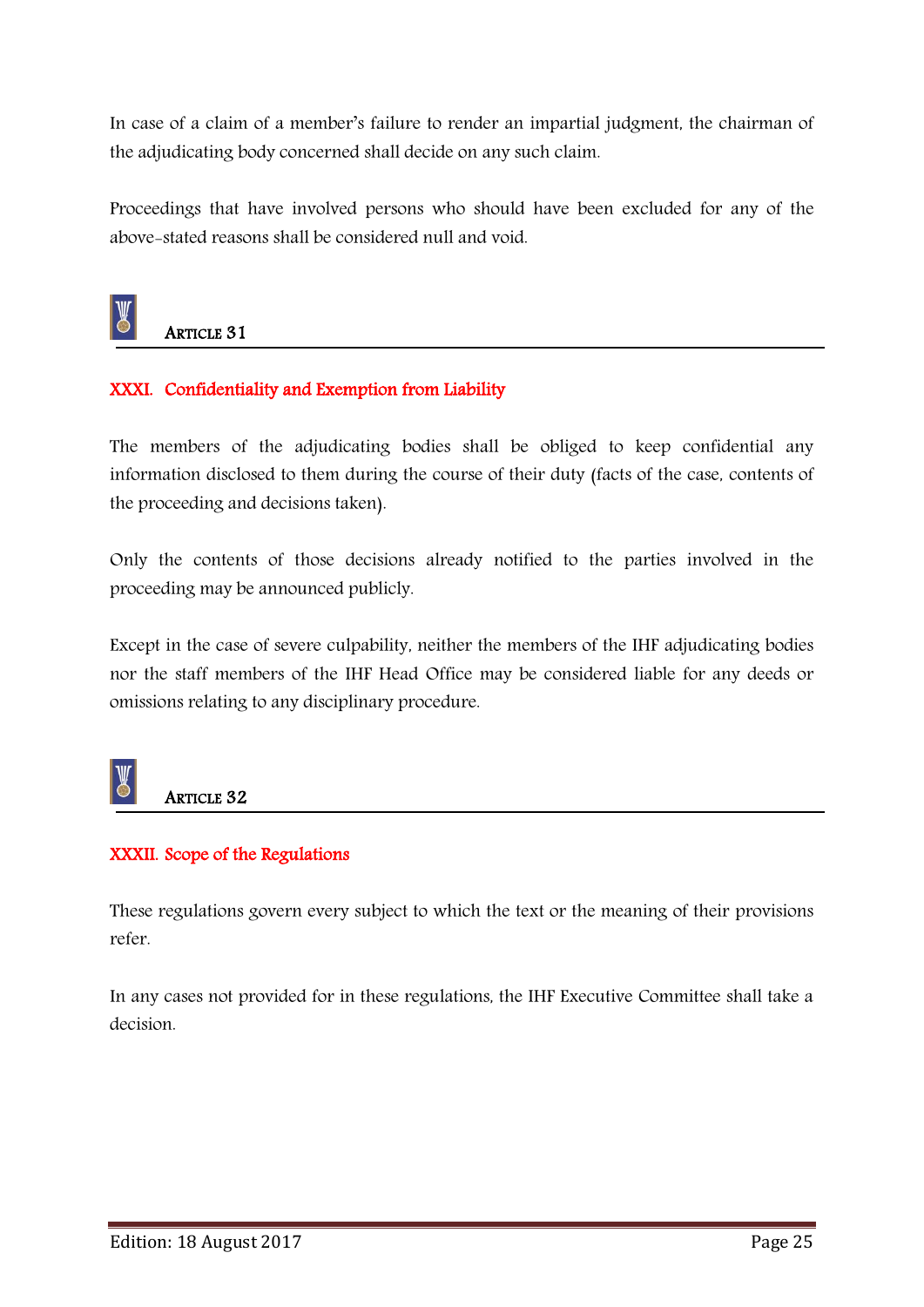In case of a claim of a member's failure to render an impartial judgment, the chairman of the adjudicating body concerned shall decide on any such claim.

Proceedings that have involved persons who should have been excluded for any of the above-stated reasons shall be considered null and void.

## ARTICLE 31

### XXXI. Confidentiality and Exemption from Liability

The members of the adjudicating bodies shall be obliged to keep confidential any information disclosed to them during the course of their duty (facts of the case, contents of the proceeding and decisions taken).

Only the contents of those decisions already notified to the parties involved in the proceeding may be announced publicly.

Except in the case of severe culpability, neither the members of the IHF adjudicating bodies nor the staff members of the IHF Head Office may be considered liable for any deeds or omissions relating to any disciplinary procedure.

## ARTICLE 32

### XXXII. Scope of the Regulations

These regulations govern every subject to which the text or the meaning of their provisions refer.

In any cases not provided for in these regulations, the IHF Executive Committee shall take a decision.